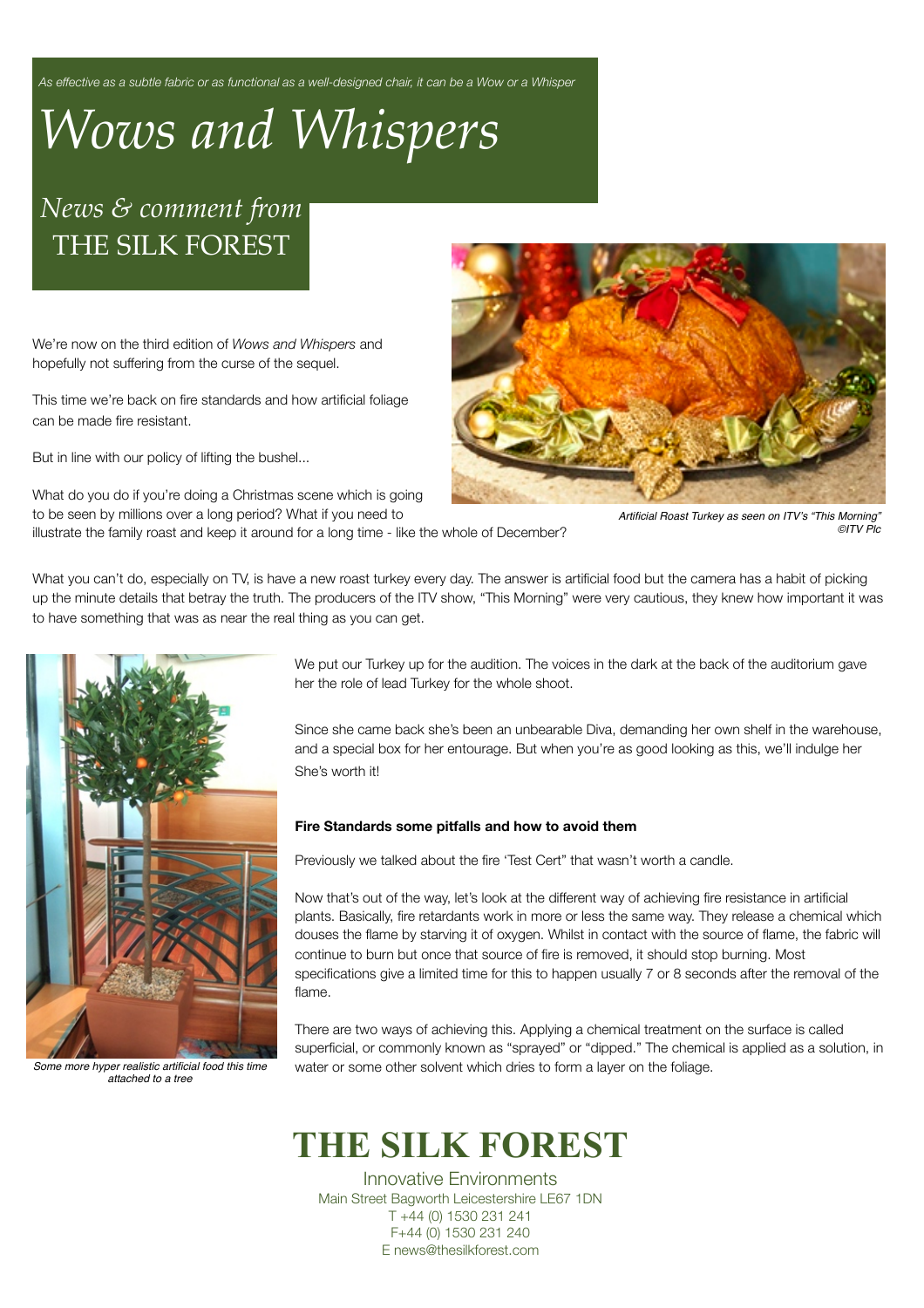*As effective as a subtle fabric or as functional as a well-designed chair, it can be a Wow or a Whisper*

# *Wows and Whispers*

## *News & comment from* THE SILK FOREST

We're now on the third edition of *Wows and Whispers* and hopefully not suffering from the curse of the sequel.

This time we're back on fire standards and how artificial foliage can be made fire resistant.

But in line with our policy of lifting the bushel...

What do you do if you're doing a Christmas scene which is going to be seen by millions over a long period? What if you need to illustrate the family roast and keep it around for a long time - like the whole of December?

*Artificial Roast Turkey as seen on ITV's "This Morning" ©ITV Plc*

What you can't do, especially on TV, is have a new roast turkey every day. The answer is artificial food but the camera has a habit of picking up the minute details that betray the truth. The producers of the ITV show, "This Morning" were very cautious, they knew how important it was to have something that was as near the real thing as you can get.

We put our Turkey up for the audition. The voices in the dark at the back of the auditorium gave her the role of lead Turkey for the whole shoot.

Since she came back she's been an unbearable Diva, demanding her own shelf in the warehouse, and a special box for her entourage. But when you're as good looking as this, we'll indulge her She's worth it!

*Some more hyper realistic artificial food this time attached to a tree*

**Fire Standards some pitfalls and how to avoid them**

Previously we talked about the fire 'Test Cert" that wasn't worth a candle.

Now that's out of the way, let's look at the different way of achieving fire resistance in artificial plants. Basically, fire retardants work in more or less the same way. They release a chemical which douses the flame by starving it of oxygen. Whilst in contact with the source of flame, the fabric will continue to burn but once that source of fire is removed, it should stop burning. Most specifications give a limited time for this to happen usually 7 or 8 seconds after the removal of the flame.

There are two ways of achieving this. Applying a chemical treatment on the surface is called superficial, or commonly known as "sprayed" or "dipped." The chemical is applied as a solution, in water or some other solvent which dries to form a layer on the foliage.

**THE SILK FOREST**

Innovative Environments
Main Street Bagworth Leicestershire LE67 1DN
T +44 (0) 1530 231 241
F+44 (0) 1530 231 240
E news@thesilkforest.com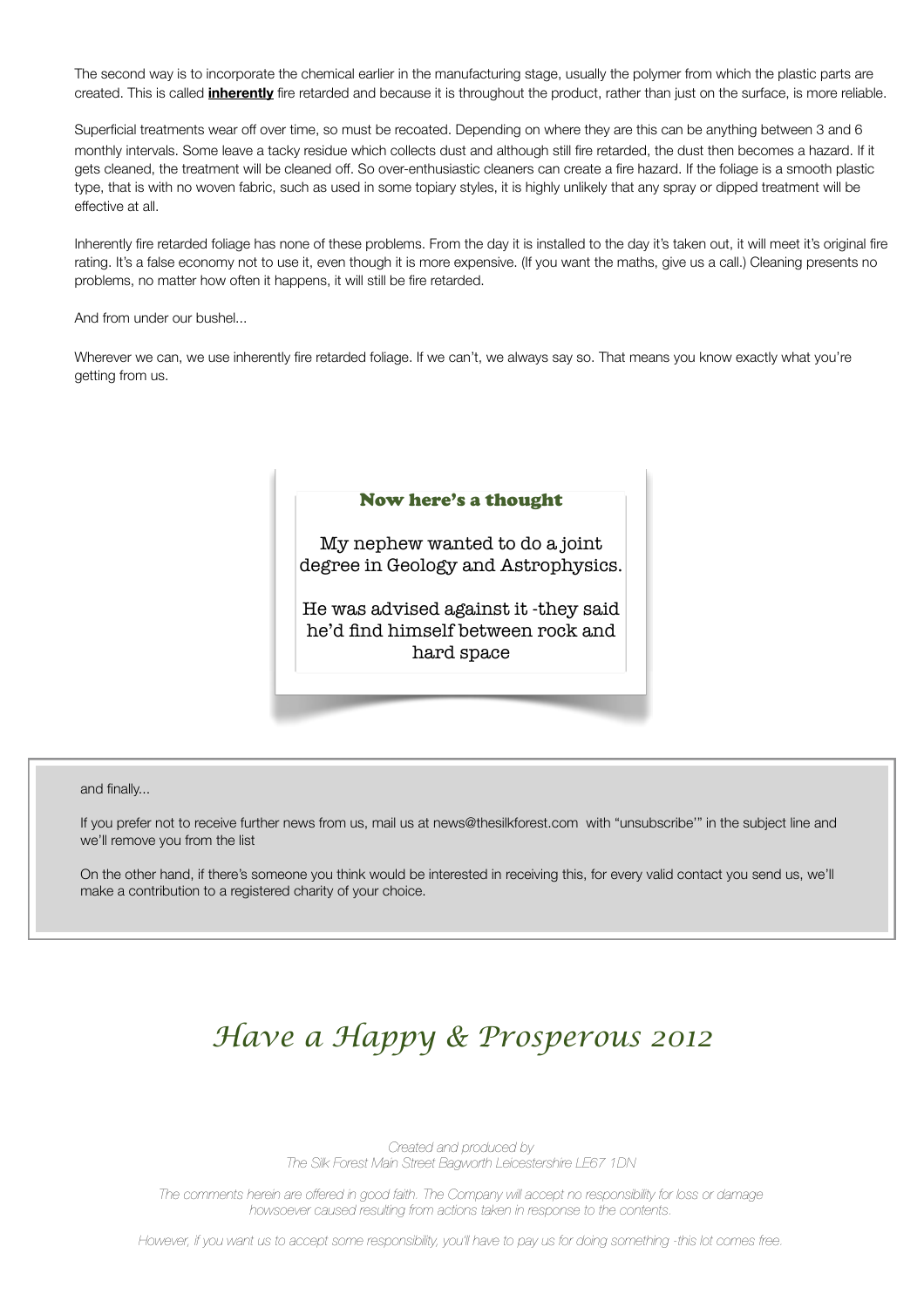The second way is to incorporate the chemical earlier in the manufacturing stage, usually the polymer from which the plastic parts are created. This is called **inherently** fire retarded and because it is throughout the product, rather than just on the surface, is more reliable.

Superficial treatments wear off over time, so must be recoated. Depending on where they are this can be anything between 3 and 6 monthly intervals. Some leave a tacky residue which collects dust and although still fire retarded, the dust then becomes a hazard. If it gets cleaned, the treatment will be cleaned off. So over-enthusiastic cleaners can create a fire hazard. If the foliage is a smooth plastic type, that is with no woven fabric, such as used in some topiary styles, it is highly unlikely that any spray or dipped treatment will be effective at all.

Inherently fire retarded foliage has none of these problems. From the day it is installed to the day it's taken out, it will meet it's original fire rating. It's a false economy not to use it, even though it is more expensive. (If you want the maths, give us a call.) Cleaning presents no problems, no matter how often it happens, it will still be fire retarded.

And from under our bushel...

Wherever we can, we use inherently fire retarded foliage. If we can't, we always say so. That means you know exactly what you're getting from us.

### Now here's a thought

My nephew wanted to do a joint degree in Geology and Astrophysics.

He was advised against it -they said he'd find himself between rock and hard space

and finally...

If you prefer not to receive further news from us, mail us at news@thesilkforest.com with "unsubscribe'" in the subject line and we'll remove you from the list

On the other hand, if there's someone you think would be interested in receiving this, for every valid contact you send us, we'll make a contribution to a registered charity of your choice.

# *Have a Happy & Prosperous 2012*

*Created and produced by*
*The Silk Forest Main Street Bagworth Leicestershire LE67 1DN*

*The comments herein are offered in good faith. The Company will accept no responsibility for loss or damage howsoever caused resulting from actions taken in response to the contents.*

*However, if you want us to accept some responsibility, you'll have to pay us for doing something -this lot comes free.*